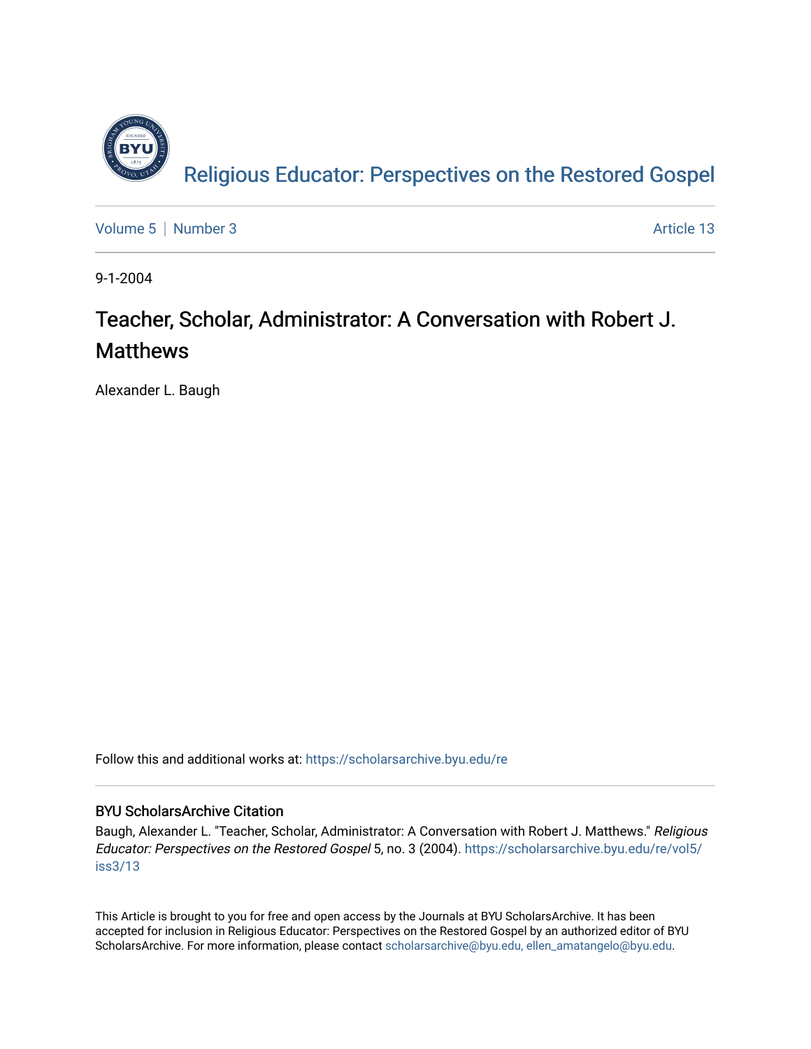Religious Educator: Perspectives on the Restored Gospel

Volume 5 | Number 3 Article 13

9-1-2004

# Teacher, Scholar, Administrator: A Conversation with Robert J. Matthews

Alexander L. Baugh

Follow this and additional works at: https://scholarsarchive.byu.edu/re

## BYU ScholarsArchive Citation

Baugh, Alexander L. "Teacher, Scholar, Administrator: A Conversation with Robert J. Matthews." *Religious Educator: Perspectives on the Restored Gospel* 5, no. 3 (2004). https://scholarsarchive.byu.edu/re/vol5/iss3/13

This Article is brought to you for free and open access by the Journals at BYU ScholarsArchive. It has been accepted for inclusion in Religious Educator: Perspectives on the Restored Gospel by an authorized editor of BYU ScholarsArchive. For more information, please contact scholarsarchive@byu.edu, ellen_amatangelo@byu.edu.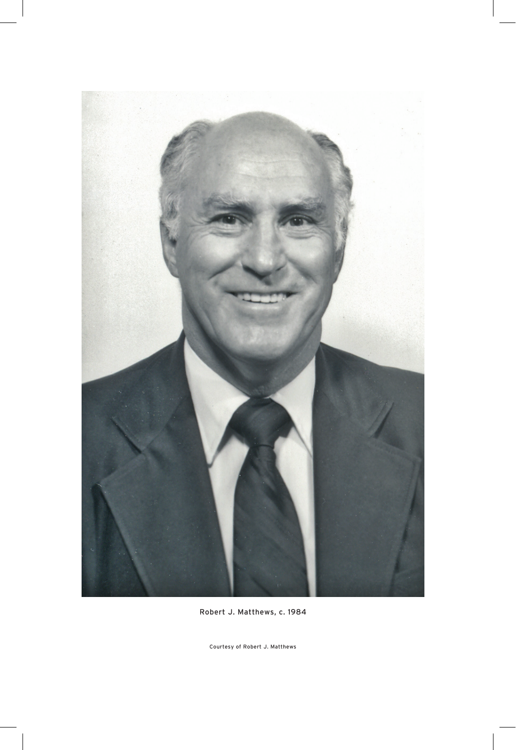Robert J. Matthews, c. 1984

Courtesy of Robert J. Matthews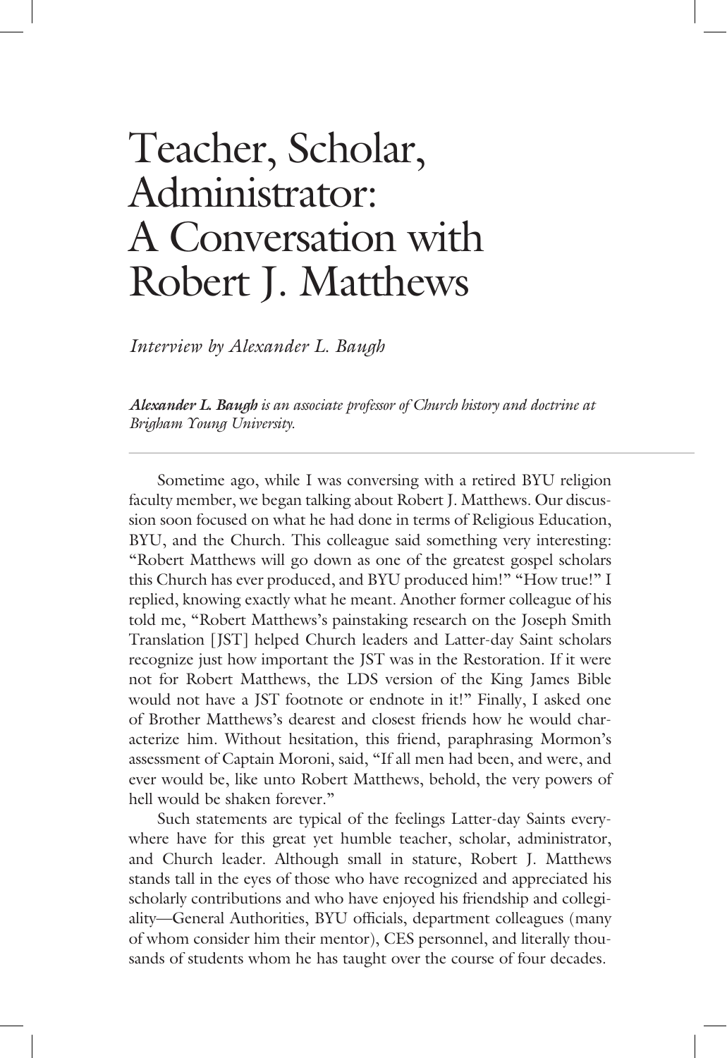# Teacher, Scholar, Administrator: A Conversation with Robert J. Matthews

*Interview by Alexander L. Baugh*

***Alexander L. Baugh** is an associate professor of Church history and doctrine at Brigham Young University.*

---

Sometime ago, while I was conversing with a retired BYU religion faculty member, we began talking about Robert J. Matthews. Our discussion soon focused on what he had done in terms of Religious Education, BYU, and the Church. This colleague said something very interesting: "Robert Matthews will go down as one of the greatest gospel scholars this Church has ever produced, and BYU produced him!" "How true!" I replied, knowing exactly what he meant. Another former colleague of his told me, "Robert Matthews's painstaking research on the Joseph Smith Translation [JST] helped Church leaders and Latter-day Saint scholars recognize just how important the JST was in the Restoration. If it were not for Robert Matthews, the LDS version of the King James Bible would not have a JST footnote or endnote in it!" Finally, I asked one of Brother Matthews's dearest and closest friends how he would characterize him. Without hesitation, this friend, paraphrasing Mormon's assessment of Captain Moroni, said, "If all men had been, and were, and ever would be, like unto Robert Matthews, behold, the very powers of hell would be shaken forever."

Such statements are typical of the feelings Latter-day Saints everywhere have for this great yet humble teacher, scholar, administrator, and Church leader. Although small in stature, Robert J. Matthews stands tall in the eyes of those who have recognized and appreciated his scholarly contributions and who have enjoyed his friendship and collegiality—General Authorities, BYU officials, department colleagues (many of whom consider him their mentor), CES personnel, and literally thousands of students whom he has taught over the course of four decades.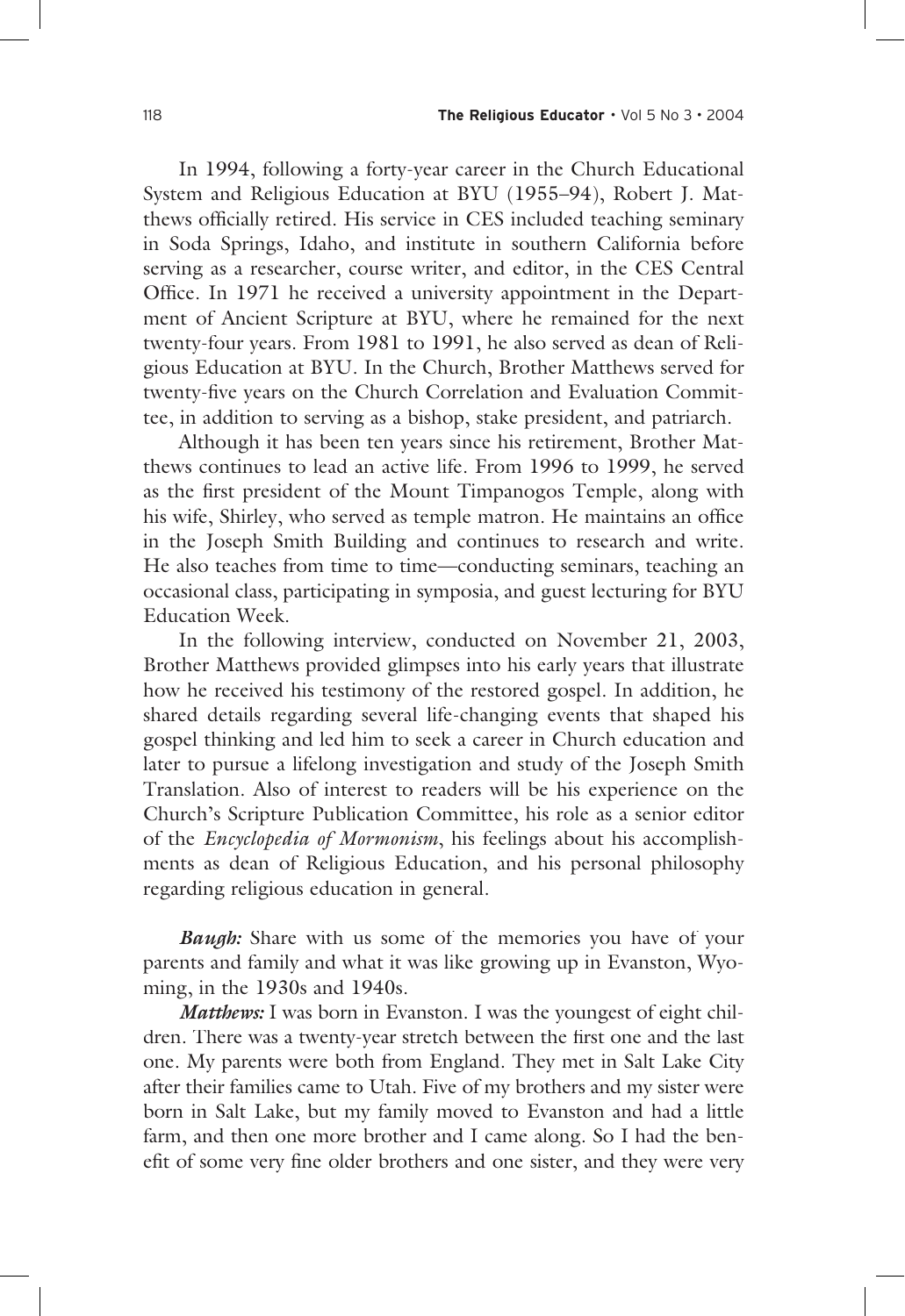In 1994, following a forty-year career in the Church Educational System and Religious Education at BYU (1955–94), Robert J. Matthews officially retired. His service in CES included teaching seminary in Soda Springs, Idaho, and institute in southern California before serving as a researcher, course writer, and editor, in the CES Central Office. In 1971 he received a university appointment in the Department of Ancient Scripture at BYU, where he remained for the next twenty-four years. From 1981 to 1991, he also served as dean of Religious Education at BYU. In the Church, Brother Matthews served for twenty-five years on the Church Correlation and Evaluation Committee, in addition to serving as a bishop, stake president, and patriarch.

Although it has been ten years since his retirement, Brother Matthews continues to lead an active life. From 1996 to 1999, he served as the first president of the Mount Timpanogos Temple, along with his wife, Shirley, who served as temple matron. He maintains an office in the Joseph Smith Building and continues to research and write. He also teaches from time to time—conducting seminars, teaching an occasional class, participating in symposia, and guest lecturing for BYU Education Week.

In the following interview, conducted on November 21, 2003, Brother Matthews provided glimpses into his early years that illustrate how he received his testimony of the restored gospel. In addition, he shared details regarding several life-changing events that shaped his gospel thinking and led him to seek a career in Church education and later to pursue a lifelong investigation and study of the Joseph Smith Translation. Also of interest to readers will be his experience on the Church's Scripture Publication Committee, his role as a senior editor of the *Encyclopedia of Mormonism*, his feelings about his accomplishments as dean of Religious Education, and his personal philosophy regarding religious education in general.

***Baugh:*** Share with us some of the memories you have of your parents and family and what it was like growing up in Evanston, Wyoming, in the 1930s and 1940s.

***Matthews:*** I was born in Evanston. I was the youngest of eight children. There was a twenty-year stretch between the first one and the last one. My parents were both from England. They met in Salt Lake City after their families came to Utah. Five of my brothers and my sister were born in Salt Lake, but my family moved to Evanston and had a little farm, and then one more brother and I came along. So I had the benefit of some very fine older brothers and one sister, and they were very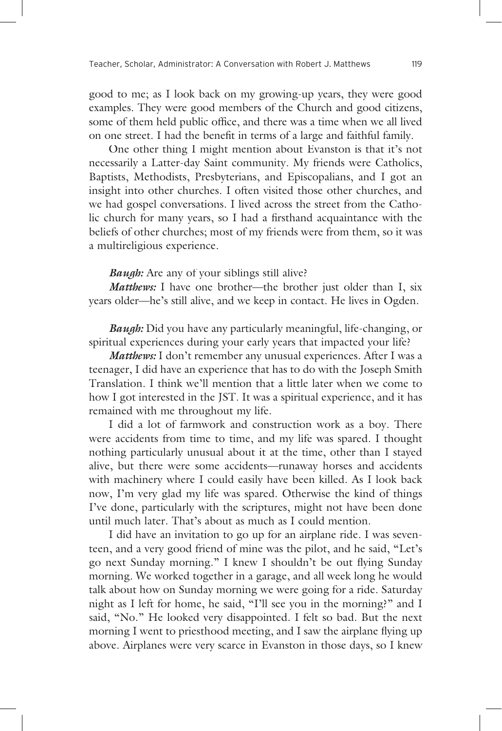good to me; as I look back on my growing-up years, they were good examples. They were good members of the Church and good citizens, some of them held public office, and there was a time when we all lived on one street. I had the benefit in terms of a large and faithful family.

One other thing I might mention about Evanston is that it's not necessarily a Latter-day Saint community. My friends were Catholics, Baptists, Methodists, Presbyterians, and Episcopalians, and I got an insight into other churches. I often visited those other churches, and we had gospel conversations. I lived across the street from the Catholic church for many years, so I had a firsthand acquaintance with the beliefs of other churches; most of my friends were from them, so it was a multireligious experience.

***Baugh:*** Are any of your siblings still alive?

***Matthews:*** I have one brother—the brother just older than I, six years older—he's still alive, and we keep in contact. He lives in Ogden.

***Baugh:*** Did you have any particularly meaningful, life-changing, or spiritual experiences during your early years that impacted your life?

***Matthews:*** I don't remember any unusual experiences. After I was a teenager, I did have an experience that has to do with the Joseph Smith Translation. I think we'll mention that a little later when we come to how I got interested in the JST. It was a spiritual experience, and it has remained with me throughout my life.

I did a lot of farmwork and construction work as a boy. There were accidents from time to time, and my life was spared. I thought nothing particularly unusual about it at the time, other than I stayed alive, but there were some accidents—runaway horses and accidents with machinery where I could easily have been killed. As I look back now, I'm very glad my life was spared. Otherwise the kind of things I've done, particularly with the scriptures, might not have been done until much later. That's about as much as I could mention.

I did have an invitation to go up for an airplane ride. I was seventeen, and a very good friend of mine was the pilot, and he said, "Let's go next Sunday morning." I knew I shouldn't be out flying Sunday morning. We worked together in a garage, and all week long he would talk about how on Sunday morning we were going for a ride. Saturday night as I left for home, he said, "I'll see you in the morning?" and I said, "No." He looked very disappointed. I felt so bad. But the next morning I went to priesthood meeting, and I saw the airplane flying up above. Airplanes were very scarce in Evanston in those days, so I knew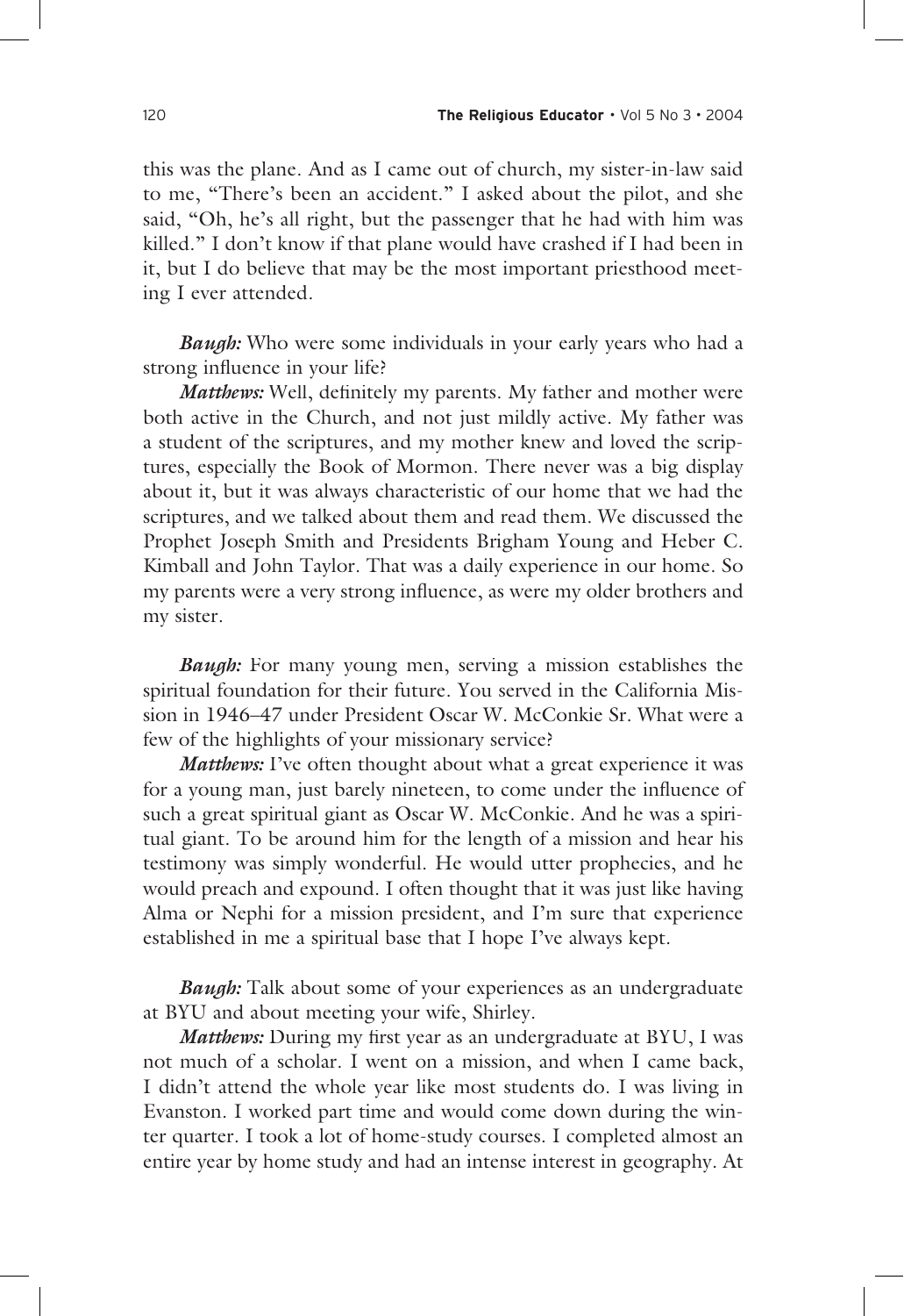this was the plane. And as I came out of church, my sister-in-law said to me, "There's been an accident." I asked about the pilot, and she said, "Oh, he's all right, but the passenger that he had with him was killed." I don't know if that plane would have crashed if I had been in it, but I do believe that may be the most important priesthood meeting I ever attended.

***Baugh:*** Who were some individuals in your early years who had a strong influence in your life?

***Matthews:*** Well, definitely my parents. My father and mother were both active in the Church, and not just mildly active. My father was a student of the scriptures, and my mother knew and loved the scriptures, especially the Book of Mormon. There never was a big display about it, but it was always characteristic of our home that we had the scriptures, and we talked about them and read them. We discussed the Prophet Joseph Smith and Presidents Brigham Young and Heber C. Kimball and John Taylor. That was a daily experience in our home. So my parents were a very strong influence, as were my older brothers and my sister.

***Baugh:*** For many young men, serving a mission establishes the spiritual foundation for their future. You served in the California Mission in 1946–47 under President Oscar W. McConkie Sr. What were a few of the highlights of your missionary service?

***Matthews:*** I've often thought about what a great experience it was for a young man, just barely nineteen, to come under the influence of such a great spiritual giant as Oscar W. McConkie. And he was a spiritual giant. To be around him for the length of a mission and hear his testimony was simply wonderful. He would utter prophecies, and he would preach and expound. I often thought that it was just like having Alma or Nephi for a mission president, and I'm sure that experience established in me a spiritual base that I hope I've always kept.

***Baugh:*** Talk about some of your experiences as an undergraduate at BYU and about meeting your wife, Shirley.

***Matthews:*** During my first year as an undergraduate at BYU, I was not much of a scholar. I went on a mission, and when I came back, I didn't attend the whole year like most students do. I was living in Evanston. I worked part time and would come down during the winter quarter. I took a lot of home-study courses. I completed almost an entire year by home study and had an intense interest in geography. At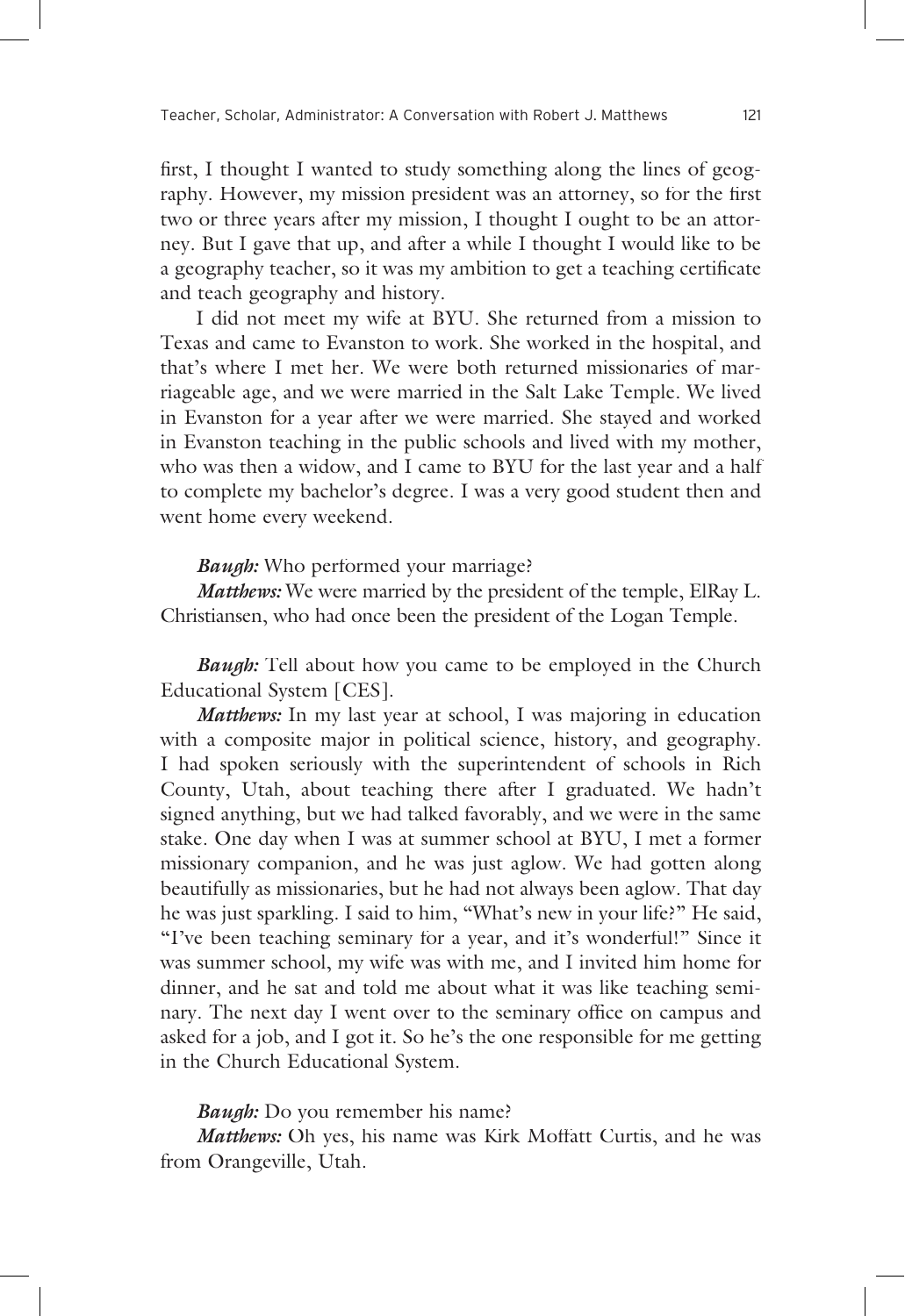first, I thought I wanted to study something along the lines of geography. However, my mission president was an attorney, so for the first two or three years after my mission, I thought I ought to be an attorney. But I gave that up, and after a while I thought I would like to be a geography teacher, so it was my ambition to get a teaching certificate and teach geography and history.

I did not meet my wife at BYU. She returned from a mission to Texas and came to Evanston to work. She worked in the hospital, and that's where I met her. We were both returned missionaries of marriageable age, and we were married in the Salt Lake Temple. We lived in Evanston for a year after we were married. She stayed and worked in Evanston teaching in the public schools and lived with my mother, who was then a widow, and I came to BYU for the last year and a half to complete my bachelor's degree. I was a very good student then and went home every weekend.

***Baugh:*** Who performed your marriage?

***Matthews:*** We were married by the president of the temple, ElRay L. Christiansen, who had once been the president of the Logan Temple.

***Baugh:*** Tell about how you came to be employed in the Church Educational System [CES].

***Matthews:*** In my last year at school, I was majoring in education with a composite major in political science, history, and geography. I had spoken seriously with the superintendent of schools in Rich County, Utah, about teaching there after I graduated. We hadn't signed anything, but we had talked favorably, and we were in the same stake. One day when I was at summer school at BYU, I met a former missionary companion, and he was just aglow. We had gotten along beautifully as missionaries, but he had not always been aglow. That day he was just sparkling. I said to him, "What's new in your life?" He said, "I've been teaching seminary for a year, and it's wonderful!" Since it was summer school, my wife was with me, and I invited him home for dinner, and he sat and told me about what it was like teaching seminary. The next day I went over to the seminary office on campus and asked for a job, and I got it. So he's the one responsible for me getting in the Church Educational System.

***Baugh:*** Do you remember his name?

***Matthews:*** Oh yes, his name was Kirk Moffatt Curtis, and he was from Orangeville, Utah.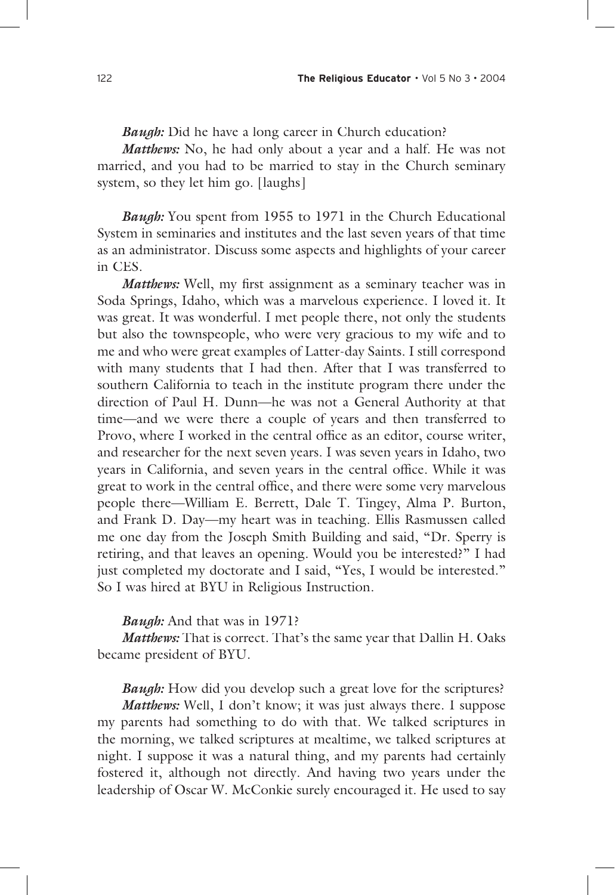***Baugh:*** Did he have a long career in Church education?

***Matthews:*** No, he had only about a year and a half. He was not married, and you had to be married to stay in the Church seminary system, so they let him go. [laughs]

***Baugh:*** You spent from 1955 to 1971 in the Church Educational System in seminaries and institutes and the last seven years of that time as an administrator. Discuss some aspects and highlights of your career in CES.

***Matthews:*** Well, my first assignment as a seminary teacher was in Soda Springs, Idaho, which was a marvelous experience. I loved it. It was great. It was wonderful. I met people there, not only the students but also the townspeople, who were very gracious to my wife and to me and who were great examples of Latter-day Saints. I still correspond with many students that I had then. After that I was transferred to southern California to teach in the institute program there under the direction of Paul H. Dunn—he was not a General Authority at that time—and we were there a couple of years and then transferred to Provo, where I worked in the central office as an editor, course writer, and researcher for the next seven years. I was seven years in Idaho, two years in California, and seven years in the central office. While it was great to work in the central office, and there were some very marvelous people there—William E. Berrett, Dale T. Tingey, Alma P. Burton, and Frank D. Day—my heart was in teaching. Ellis Rasmussen called me one day from the Joseph Smith Building and said, "Dr. Sperry is retiring, and that leaves an opening. Would you be interested?" I had just completed my doctorate and I said, "Yes, I would be interested." So I was hired at BYU in Religious Instruction.

***Baugh:*** And that was in 1971?

***Matthews:*** That is correct. That's the same year that Dallin H. Oaks became president of BYU.

***Baugh:*** How did you develop such a great love for the scriptures?

***Matthews:*** Well, I don't know; it was just always there. I suppose my parents had something to do with that. We talked scriptures in the morning, we talked scriptures at mealtime, we talked scriptures at night. I suppose it was a natural thing, and my parents had certainly fostered it, although not directly. And having two years under the leadership of Oscar W. McConkie surely encouraged it. He used to say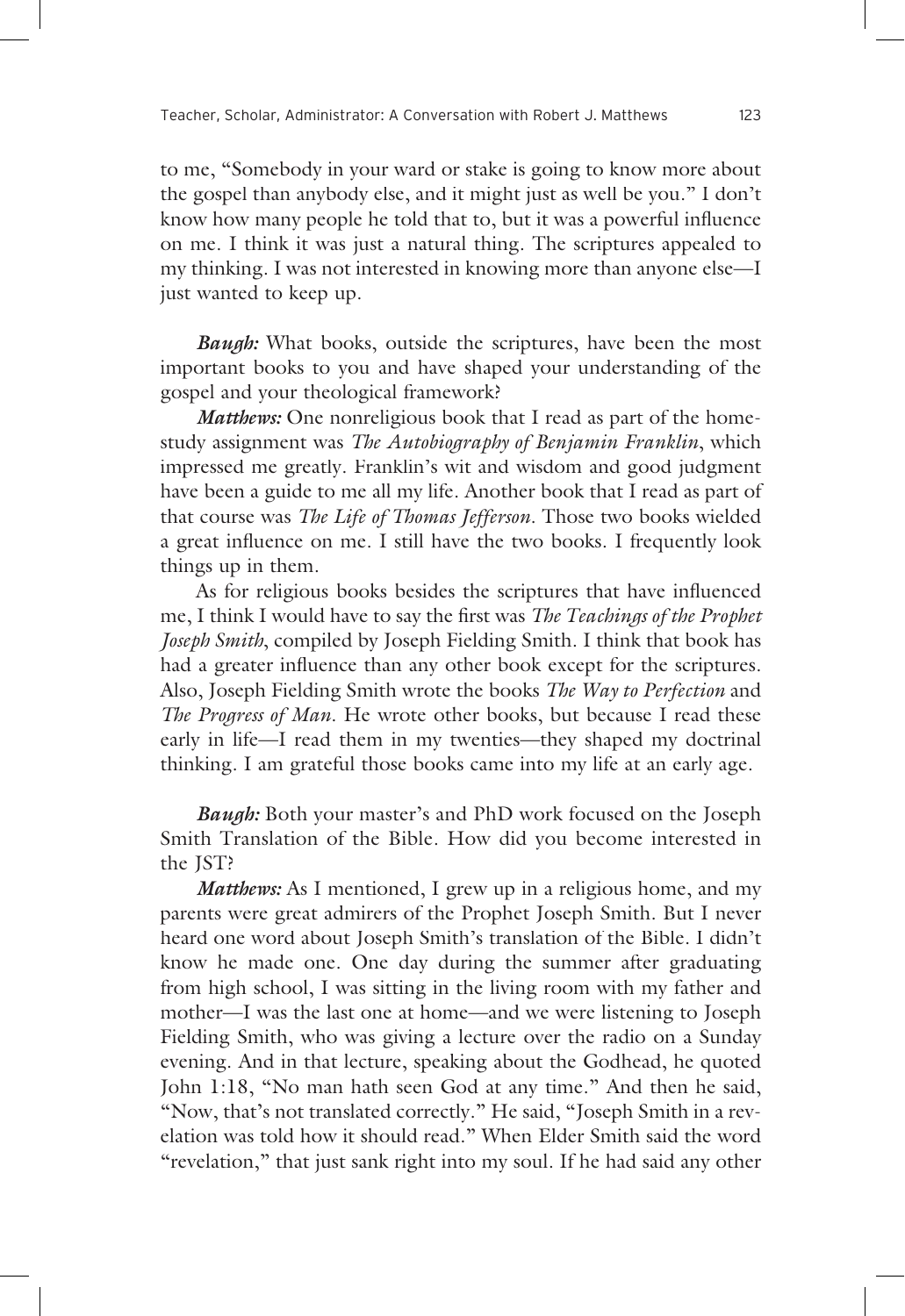to me, "Somebody in your ward or stake is going to know more about the gospel than anybody else, and it might just as well be you." I don't know how many people he told that to, but it was a powerful influence on me. I think it was just a natural thing. The scriptures appealed to my thinking. I was not interested in knowing more than anyone else—I just wanted to keep up.

***Baugh:*** What books, outside the scriptures, have been the most important books to you and have shaped your understanding of the gospel and your theological framework?

***Matthews:*** One nonreligious book that I read as part of the home-study assignment was *The Autobiography of Benjamin Franklin*, which impressed me greatly. Franklin's wit and wisdom and good judgment have been a guide to me all my life. Another book that I read as part of that course was *The Life of Thomas Jefferson*. Those two books wielded a great influence on me. I still have the two books. I frequently look things up in them.

As for religious books besides the scriptures that have influenced me, I think I would have to say the first was *The Teachings of the Prophet Joseph Smith*, compiled by Joseph Fielding Smith. I think that book has had a greater influence than any other book except for the scriptures. Also, Joseph Fielding Smith wrote the books *The Way to Perfection* and *The Progress of Man*. He wrote other books, but because I read these early in life—I read them in my twenties—they shaped my doctrinal thinking. I am grateful those books came into my life at an early age.

***Baugh:*** Both your master's and PhD work focused on the Joseph Smith Translation of the Bible. How did you become interested in the JST?

***Matthews:*** As I mentioned, I grew up in a religious home, and my parents were great admirers of the Prophet Joseph Smith. But I never heard one word about Joseph Smith's translation of the Bible. I didn't know he made one. One day during the summer after graduating from high school, I was sitting in the living room with my father and mother—I was the last one at home—and we were listening to Joseph Fielding Smith, who was giving a lecture over the radio on a Sunday evening. And in that lecture, speaking about the Godhead, he quoted John 1:18, "No man hath seen God at any time." And then he said, "Now, that's not translated correctly." He said, "Joseph Smith in a revelation was told how it should read." When Elder Smith said the word "revelation," that just sank right into my soul. If he had said any other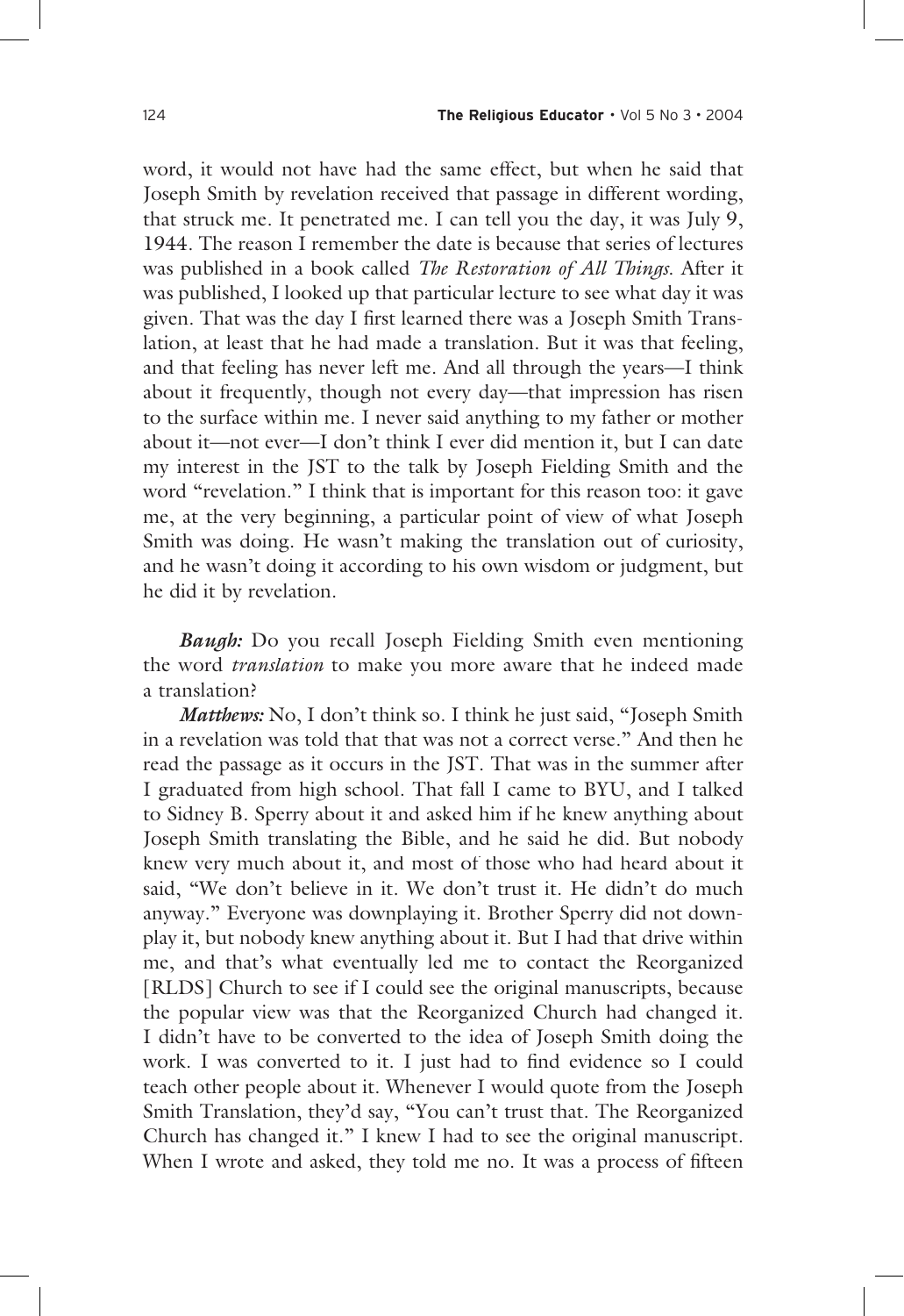word, it would not have had the same effect, but when he said that Joseph Smith by revelation received that passage in different wording, that struck me. It penetrated me. I can tell you the day, it was July 9, 1944. The reason I remember the date is because that series of lectures was published in a book called *The Restoration of All Things*. After it was published, I looked up that particular lecture to see what day it was given. That was the day I first learned there was a Joseph Smith Translation, at least that he had made a translation. But it was that feeling, and that feeling has never left me. And all through the years—I think about it frequently, though not every day—that impression has risen to the surface within me. I never said anything to my father or mother about it—not ever—I don't think I ever did mention it, but I can date my interest in the JST to the talk by Joseph Fielding Smith and the word "revelation." I think that is important for this reason too: it gave me, at the very beginning, a particular point of view of what Joseph Smith was doing. He wasn't making the translation out of curiosity, and he wasn't doing it according to his own wisdom or judgment, but he did it by revelation.

***Baugh:*** Do you recall Joseph Fielding Smith even mentioning the word *translation* to make you more aware that he indeed made a translation?

***Matthews:*** No, I don't think so. I think he just said, "Joseph Smith in a revelation was told that that was not a correct verse." And then he read the passage as it occurs in the JST. That was in the summer after I graduated from high school. That fall I came to BYU, and I talked to Sidney B. Sperry about it and asked him if he knew anything about Joseph Smith translating the Bible, and he said he did. But nobody knew very much about it, and most of those who had heard about it said, "We don't believe in it. We don't trust it. He didn't do much anyway." Everyone was downplaying it. Brother Sperry did not downplay it, but nobody knew anything about it. But I had that drive within me, and that's what eventually led me to contact the Reorganized [RLDS] Church to see if I could see the original manuscripts, because the popular view was that the Reorganized Church had changed it. I didn't have to be converted to the idea of Joseph Smith doing the work. I was converted to it. I just had to find evidence so I could teach other people about it. Whenever I would quote from the Joseph Smith Translation, they'd say, "You can't trust that. The Reorganized Church has changed it." I knew I had to see the original manuscript. When I wrote and asked, they told me no. It was a process of fifteen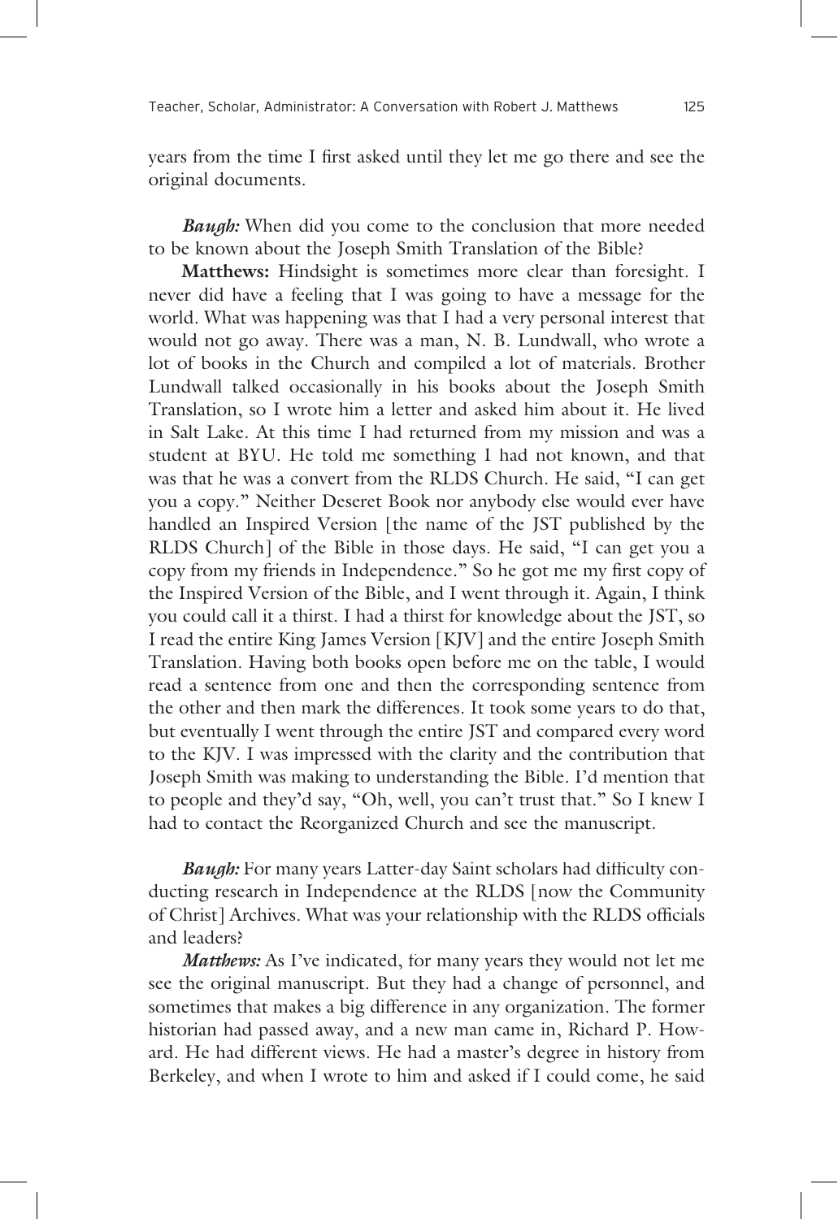years from the time I first asked until they let me go there and see the original documents.

***Baugh:*** When did you come to the conclusion that more needed to be known about the Joseph Smith Translation of the Bible?

**Matthews:** Hindsight is sometimes more clear than foresight. I never did have a feeling that I was going to have a message for the world. What was happening was that I had a very personal interest that would not go away. There was a man, N. B. Lundwall, who wrote a lot of books in the Church and compiled a lot of materials. Brother Lundwall talked occasionally in his books about the Joseph Smith Translation, so I wrote him a letter and asked him about it. He lived in Salt Lake. At this time I had returned from my mission and was a student at BYU. He told me something I had not known, and that was that he was a convert from the RLDS Church. He said, "I can get you a copy." Neither Deseret Book nor anybody else would ever have handled an Inspired Version [the name of the JST published by the RLDS Church] of the Bible in those days. He said, "I can get you a copy from my friends in Independence." So he got me my first copy of the Inspired Version of the Bible, and I went through it. Again, I think you could call it a thirst. I had a thirst for knowledge about the JST, so I read the entire King James Version [KJV] and the entire Joseph Smith Translation. Having both books open before me on the table, I would read a sentence from one and then the corresponding sentence from the other and then mark the differences. It took some years to do that, but eventually I went through the entire JST and compared every word to the KJV. I was impressed with the clarity and the contribution that Joseph Smith was making to understanding the Bible. I'd mention that to people and they'd say, "Oh, well, you can't trust that." So I knew I had to contact the Reorganized Church and see the manuscript.

***Baugh:*** For many years Latter-day Saint scholars had difficulty conducting research in Independence at the RLDS [now the Community of Christ] Archives. What was your relationship with the RLDS officials and leaders?

***Matthews:*** As I've indicated, for many years they would not let me see the original manuscript. But they had a change of personnel, and sometimes that makes a big difference in any organization. The former historian had passed away, and a new man came in, Richard P. Howard. He had different views. He had a master's degree in history from Berkeley, and when I wrote to him and asked if I could come, he said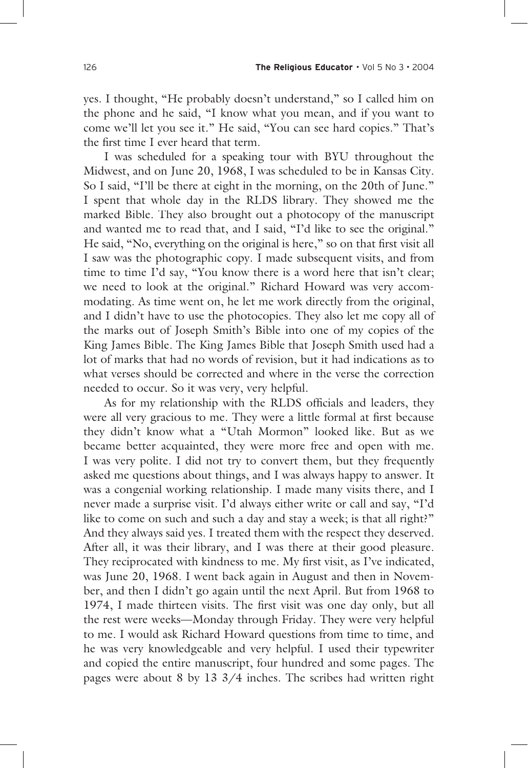yes. I thought, "He probably doesn't understand," so I called him on the phone and he said, "I know what you mean, and if you want to come we'll let you see it." He said, "You can see hard copies." That's the first time I ever heard that term.

I was scheduled for a speaking tour with BYU throughout the Midwest, and on June 20, 1968, I was scheduled to be in Kansas City. So I said, "I'll be there at eight in the morning, on the 20th of June." I spent that whole day in the RLDS library. They showed me the marked Bible. They also brought out a photocopy of the manuscript and wanted me to read that, and I said, "I'd like to see the original." He said, "No, everything on the original is here," so on that first visit all I saw was the photographic copy. I made subsequent visits, and from time to time I'd say, "You know there is a word here that isn't clear; we need to look at the original." Richard Howard was very accommodating. As time went on, he let me work directly from the original, and I didn't have to use the photocopies. They also let me copy all of the marks out of Joseph Smith's Bible into one of my copies of the King James Bible. The King James Bible that Joseph Smith used had a lot of marks that had no words of revision, but it had indications as to what verses should be corrected and where in the verse the correction needed to occur. So it was very, very helpful.

As for my relationship with the RLDS officials and leaders, they were all very gracious to me. They were a little formal at first because they didn't know what a "Utah Mormon" looked like. But as we became better acquainted, they were more free and open with me. I was very polite. I did not try to convert them, but they frequently asked me questions about things, and I was always happy to answer. It was a congenial working relationship. I made many visits there, and I never made a surprise visit. I'd always either write or call and say, "I'd like to come on such and such a day and stay a week; is that all right?" And they always said yes. I treated them with the respect they deserved. After all, it was their library, and I was there at their good pleasure. They reciprocated with kindness to me. My first visit, as I've indicated, was June 20, 1968. I went back again in August and then in November, and then I didn't go again until the next April. But from 1968 to 1974, I made thirteen visits. The first visit was one day only, but all the rest were weeks—Monday through Friday. They were very helpful to me. I would ask Richard Howard questions from time to time, and he was very knowledgeable and very helpful. I used their typewriter and copied the entire manuscript, four hundred and some pages. The pages were about 8 by 13 3/4 inches. The scribes had written right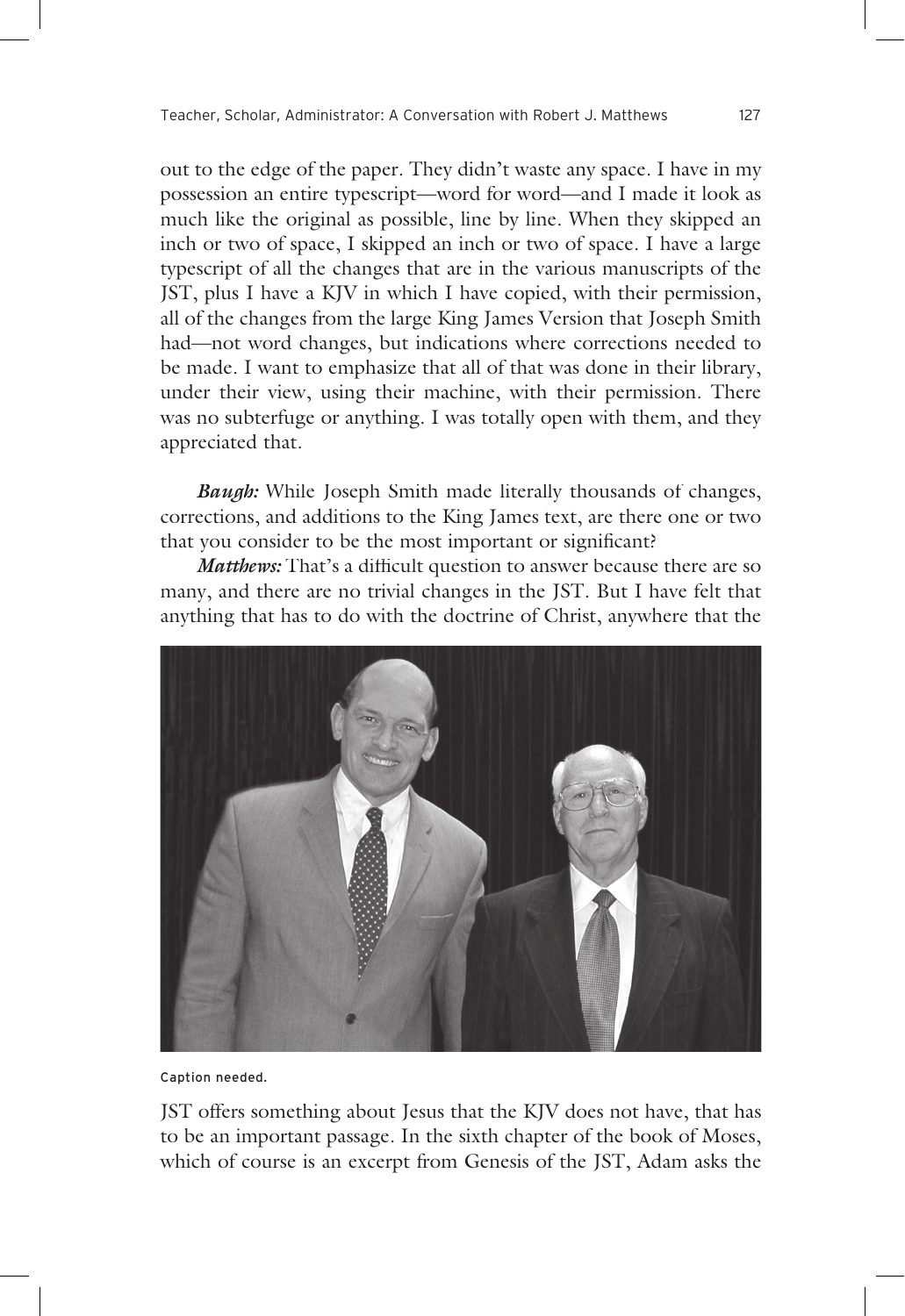out to the edge of the paper. They didn't waste any space. I have in my possession an entire typescript—word for word—and I made it look as much like the original as possible, line by line. When they skipped an inch or two of space, I skipped an inch or two of space. I have a large typescript of all the changes that are in the various manuscripts of the JST, plus I have a KJV in which I have copied, with their permission, all of the changes from the large King James Version that Joseph Smith had—not word changes, but indications where corrections needed to be made. I want to emphasize that all of that was done in their library, under their view, using their machine, with their permission. There was no subterfuge or anything. I was totally open with them, and they appreciated that.

***Baugh:*** While Joseph Smith made literally thousands of changes, corrections, and additions to the King James text, are there one or two that you consider to be the most important or significant?

***Matthews:*** That's a difficult question to answer because there are so many, and there are no trivial changes in the JST. But I have felt that anything that has to do with the doctrine of Christ, anywhere that the

Caption needed.

JST offers something about Jesus that the KJV does not have, that has to be an important passage. In the sixth chapter of the book of Moses, which of course is an excerpt from Genesis of the JST, Adam asks the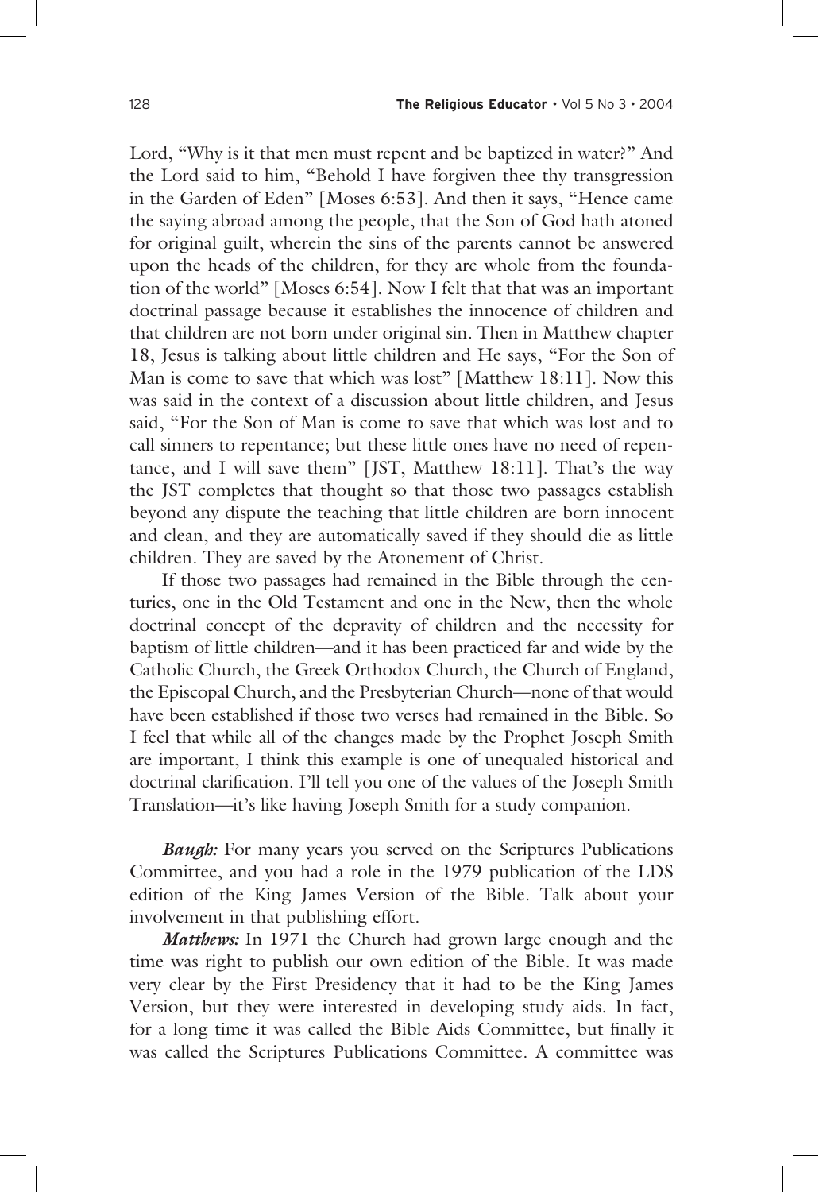Lord, "Why is it that men must repent and be baptized in water?" And the Lord said to him, "Behold I have forgiven thee thy transgression in the Garden of Eden" [Moses 6:53]. And then it says, "Hence came the saying abroad among the people, that the Son of God hath atoned for original guilt, wherein the sins of the parents cannot be answered upon the heads of the children, for they are whole from the foundation of the world" [Moses 6:54]. Now I felt that that was an important doctrinal passage because it establishes the innocence of children and that children are not born under original sin. Then in Matthew chapter 18, Jesus is talking about little children and He says, "For the Son of Man is come to save that which was lost" [Matthew 18:11]. Now this was said in the context of a discussion about little children, and Jesus said, "For the Son of Man is come to save that which was lost and to call sinners to repentance; but these little ones have no need of repentance, and I will save them" [JST, Matthew 18:11]. That's the way the JST completes that thought so that those two passages establish beyond any dispute the teaching that little children are born innocent and clean, and they are automatically saved if they should die as little children. They are saved by the Atonement of Christ.

If those two passages had remained in the Bible through the centuries, one in the Old Testament and one in the New, then the whole doctrinal concept of the depravity of children and the necessity for baptism of little children—and it has been practiced far and wide by the Catholic Church, the Greek Orthodox Church, the Church of England, the Episcopal Church, and the Presbyterian Church—none of that would have been established if those two verses had remained in the Bible. So I feel that while all of the changes made by the Prophet Joseph Smith are important, I think this example is one of unequaled historical and doctrinal clarification. I'll tell you one of the values of the Joseph Smith Translation—it's like having Joseph Smith for a study companion.

***Baugh:*** For many years you served on the Scriptures Publications Committee, and you had a role in the 1979 publication of the LDS edition of the King James Version of the Bible. Talk about your involvement in that publishing effort.

***Matthews:*** In 1971 the Church had grown large enough and the time was right to publish our own edition of the Bible. It was made very clear by the First Presidency that it had to be the King James Version, but they were interested in developing study aids. In fact, for a long time it was called the Bible Aids Committee, but finally it was called the Scriptures Publications Committee. A committee was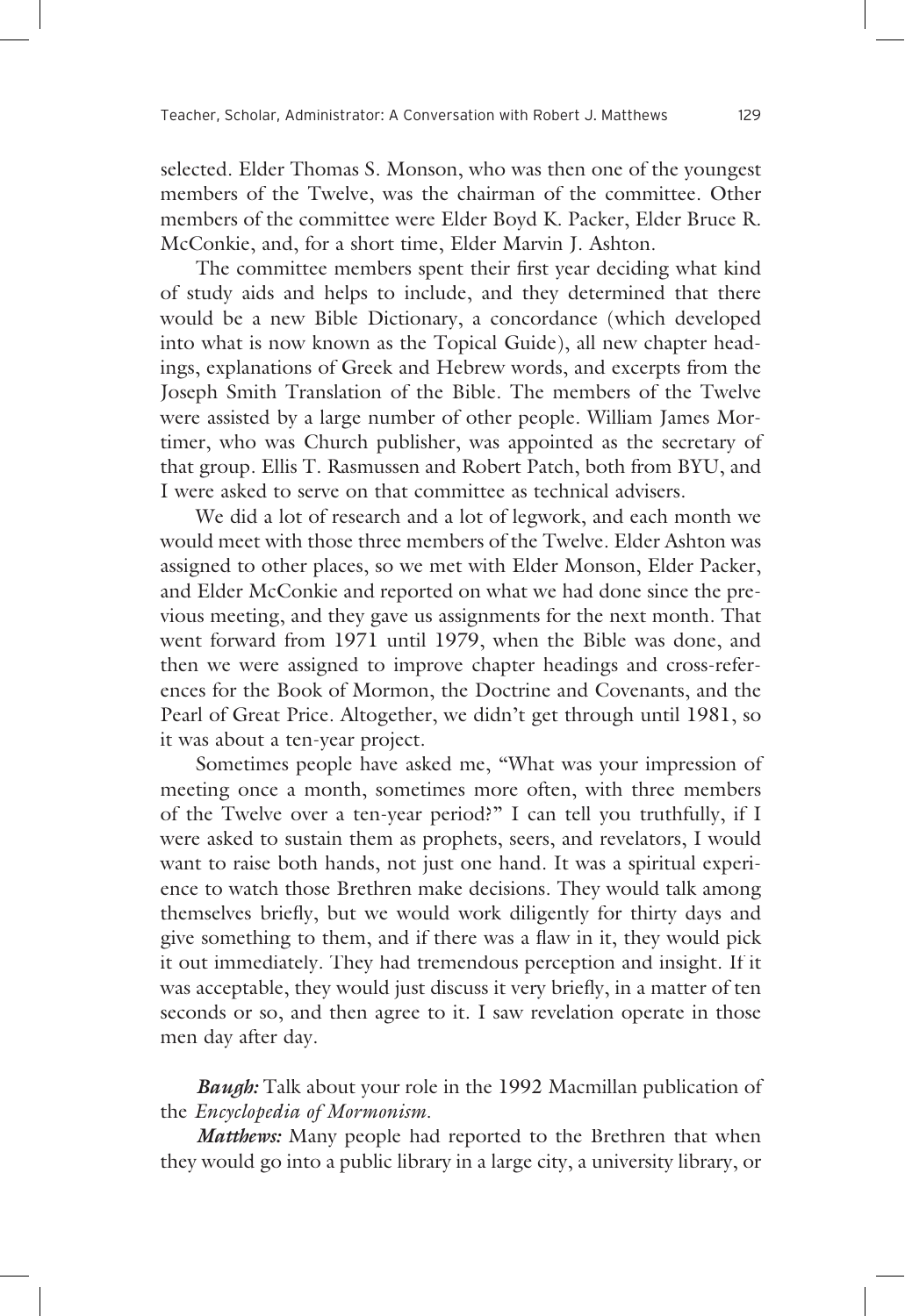selected. Elder Thomas S. Monson, who was then one of the youngest members of the Twelve, was the chairman of the committee. Other members of the committee were Elder Boyd K. Packer, Elder Bruce R. McConkie, and, for a short time, Elder Marvin J. Ashton.

The committee members spent their first year deciding what kind of study aids and helps to include, and they determined that there would be a new Bible Dictionary, a concordance (which developed into what is now known as the Topical Guide), all new chapter headings, explanations of Greek and Hebrew words, and excerpts from the Joseph Smith Translation of the Bible. The members of the Twelve were assisted by a large number of other people. William James Mortimer, who was Church publisher, was appointed as the secretary of that group. Ellis T. Rasmussen and Robert Patch, both from BYU, and I were asked to serve on that committee as technical advisers.

We did a lot of research and a lot of legwork, and each month we would meet with those three members of the Twelve. Elder Ashton was assigned to other places, so we met with Elder Monson, Elder Packer, and Elder McConkie and reported on what we had done since the previous meeting, and they gave us assignments for the next month. That went forward from 1971 until 1979, when the Bible was done, and then we were assigned to improve chapter headings and cross-references for the Book of Mormon, the Doctrine and Covenants, and the Pearl of Great Price. Altogether, we didn't get through until 1981, so it was about a ten-year project.

Sometimes people have asked me, "What was your impression of meeting once a month, sometimes more often, with three members of the Twelve over a ten-year period?" I can tell you truthfully, if I were asked to sustain them as prophets, seers, and revelators, I would want to raise both hands, not just one hand. It was a spiritual experience to watch those Brethren make decisions. They would talk among themselves briefly, but we would work diligently for thirty days and give something to them, and if there was a flaw in it, they would pick it out immediately. They had tremendous perception and insight. If it was acceptable, they would just discuss it very briefly, in a matter of ten seconds or so, and then agree to it. I saw revelation operate in those men day after day.

***Baugh:*** Talk about your role in the 1992 Macmillan publication of the *Encyclopedia of Mormonism*.

***Matthews:*** Many people had reported to the Brethren that when they would go into a public library in a large city, a university library, or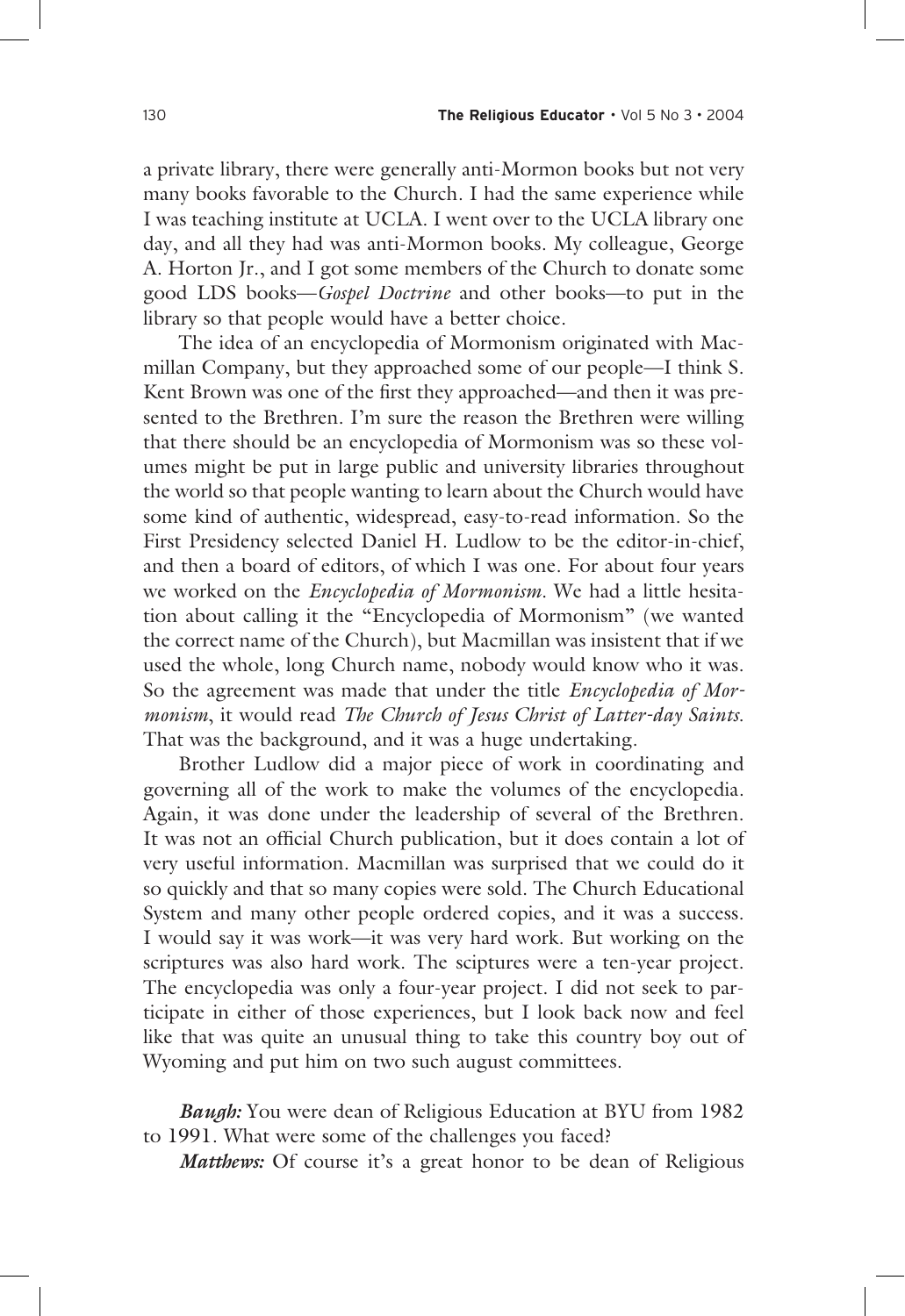a private library, there were generally anti-Mormon books but not very many books favorable to the Church. I had the same experience while I was teaching institute at UCLA. I went over to the UCLA library one day, and all they had was anti-Mormon books. My colleague, George A. Horton Jr., and I got some members of the Church to donate some good LDS books—*Gospel Doctrine* and other books—to put in the library so that people would have a better choice.

The idea of an encyclopedia of Mormonism originated with Macmillan Company, but they approached some of our people—I think S. Kent Brown was one of the first they approached—and then it was presented to the Brethren. I'm sure the reason the Brethren were willing that there should be an encyclopedia of Mormonism was so these volumes might be put in large public and university libraries throughout the world so that people wanting to learn about the Church would have some kind of authentic, widespread, easy-to-read information. So the First Presidency selected Daniel H. Ludlow to be the editor-in-chief, and then a board of editors, of which I was one. For about four years we worked on the *Encyclopedia of Mormonism*. We had a little hesitation about calling it the "Encyclopedia of Mormonism" (we wanted the correct name of the Church), but Macmillan was insistent that if we used the whole, long Church name, nobody would know who it was. So the agreement was made that under the title *Encyclopedia of Mormonism*, it would read *The Church of Jesus Christ of Latter-day Saints*. That was the background, and it was a huge undertaking.

Brother Ludlow did a major piece of work in coordinating and governing all of the work to make the volumes of the encyclopedia. Again, it was done under the leadership of several of the Brethren. It was not an official Church publication, but it does contain a lot of very useful information. Macmillan was surprised that we could do it so quickly and that so many copies were sold. The Church Educational System and many other people ordered copies, and it was a success. I would say it was work—it was very hard work. But working on the scriptures was also hard work. The sciptures were a ten-year project. The encyclopedia was only a four-year project. I did not seek to participate in either of those experiences, but I look back now and feel like that was quite an unusual thing to take this country boy out of Wyoming and put him on two such august committees.

***Baugh:*** You were dean of Religious Education at BYU from 1982 to 1991. What were some of the challenges you faced?

***Matthews:*** Of course it's a great honor to be dean of Religious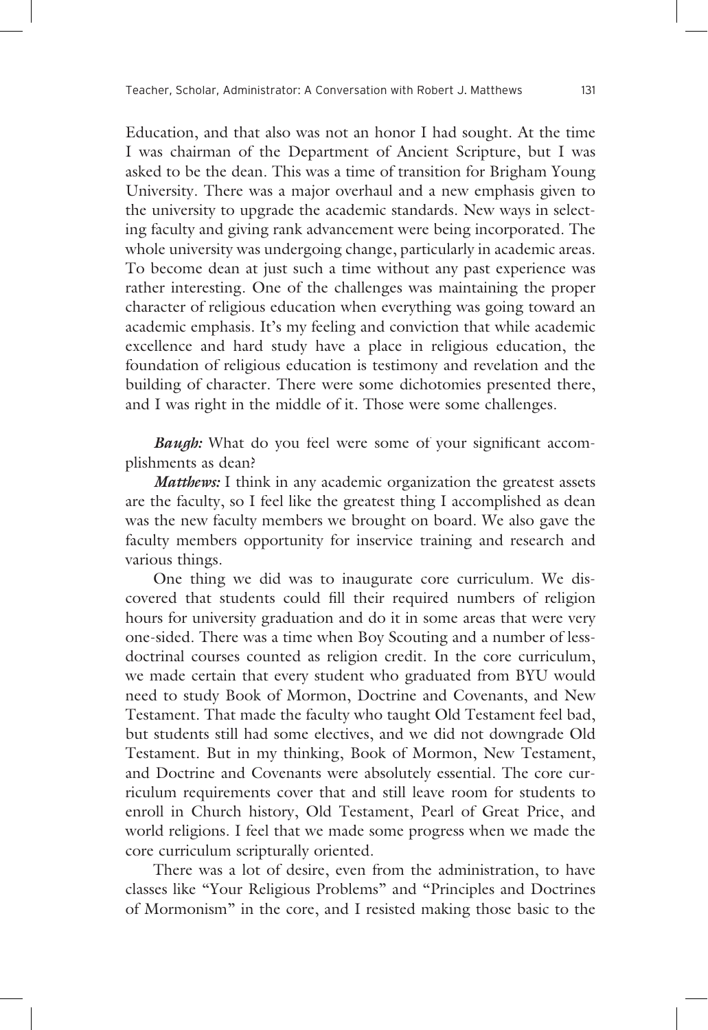Education, and that also was not an honor I had sought. At the time I was chairman of the Department of Ancient Scripture, but I was asked to be the dean. This was a time of transition for Brigham Young University. There was a major overhaul and a new emphasis given to the university to upgrade the academic standards. New ways in selecting faculty and giving rank advancement were being incorporated. The whole university was undergoing change, particularly in academic areas. To become dean at just such a time without any past experience was rather interesting. One of the challenges was maintaining the proper character of religious education when everything was going toward an academic emphasis. It's my feeling and conviction that while academic excellence and hard study have a place in religious education, the foundation of religious education is testimony and revelation and the building of character. There were some dichotomies presented there, and I was right in the middle of it. Those were some challenges.

***Baugh:*** What do you feel were some of your significant accomplishments as dean?

***Matthews:*** I think in any academic organization the greatest assets are the faculty, so I feel like the greatest thing I accomplished as dean was the new faculty members we brought on board. We also gave the faculty members opportunity for inservice training and research and various things.

One thing we did was to inaugurate core curriculum. We discovered that students could fill their required numbers of religion hours for university graduation and do it in some areas that were very one-sided. There was a time when Boy Scouting and a number of less-doctrinal courses counted as religion credit. In the core curriculum, we made certain that every student who graduated from BYU would need to study Book of Mormon, Doctrine and Covenants, and New Testament. That made the faculty who taught Old Testament feel bad, but students still had some electives, and we did not downgrade Old Testament. But in my thinking, Book of Mormon, New Testament, and Doctrine and Covenants were absolutely essential. The core curriculum requirements cover that and still leave room for students to enroll in Church history, Old Testament, Pearl of Great Price, and world religions. I feel that we made some progress when we made the core curriculum scripturally oriented.

There was a lot of desire, even from the administration, to have classes like "Your Religious Problems" and "Principles and Doctrines of Mormonism" in the core, and I resisted making those basic to the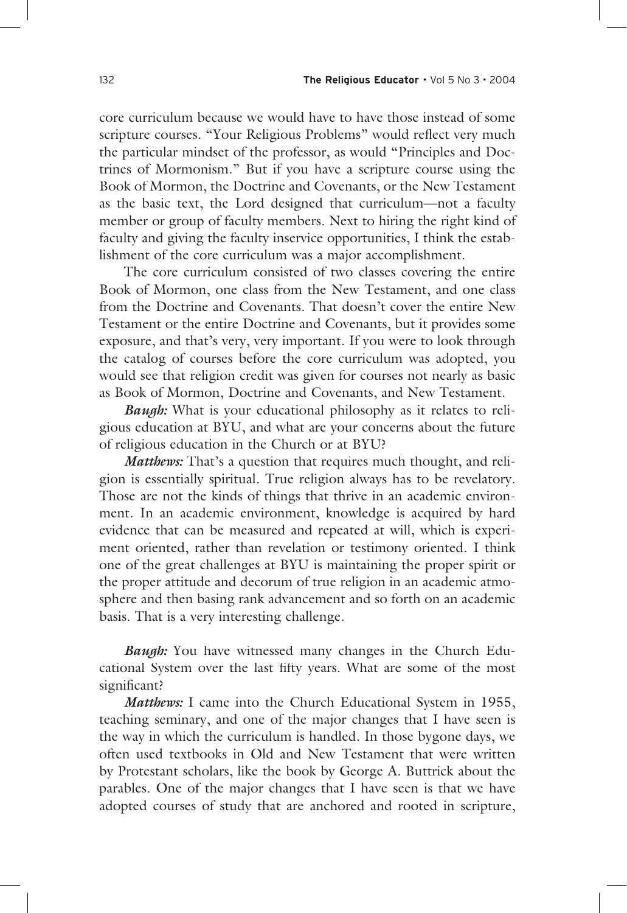core curriculum because we would have to have those instead of some scripture courses. "Your Religious Problems" would reflect very much the particular mindset of the professor, as would "Principles and Doctrines of Mormonism." But if you have a scripture course using the Book of Mormon, the Doctrine and Covenants, or the New Testament as the basic text, the Lord designed that curriculum—not a faculty member or group of faculty members. Next to hiring the right kind of faculty and giving the faculty inservice opportunities, I think the establishment of the core curriculum was a major accomplishment.

The core curriculum consisted of two classes covering the entire Book of Mormon, one class from the New Testament, and one class from the Doctrine and Covenants. That doesn't cover the entire New Testament or the entire Doctrine and Covenants, but it provides some exposure, and that's very, very important. If you were to look through the catalog of courses before the core curriculum was adopted, you would see that religion credit was given for courses not nearly as basic as Book of Mormon, Doctrine and Covenants, and New Testament.

***Baugh:*** What is your educational philosophy as it relates to religious education at BYU, and what are your concerns about the future of religious education in the Church or at BYU?

***Matthews:*** That's a question that requires much thought, and religion is essentially spiritual. True religion always has to be revelatory. Those are not the kinds of things that thrive in an academic environment. In an academic environment, knowledge is acquired by hard evidence that can be measured and repeated at will, which is experiment oriented, rather than revelation or testimony oriented. I think one of the great challenges at BYU is maintaining the proper spirit or the proper attitude and decorum of true religion in an academic atmosphere and then basing rank advancement and so forth on an academic basis. That is a very interesting challenge.

***Baugh:*** You have witnessed many changes in the Church Educational System over the last fifty years. What are some of the most significant?

***Matthews:*** I came into the Church Educational System in 1955, teaching seminary, and one of the major changes that I have seen is the way in which the curriculum is handled. In those bygone days, we often used textbooks in Old and New Testament that were written by Protestant scholars, like the book by George A. Buttrick about the parables. One of the major changes that I have seen is that we have adopted courses of study that are anchored and rooted in scripture,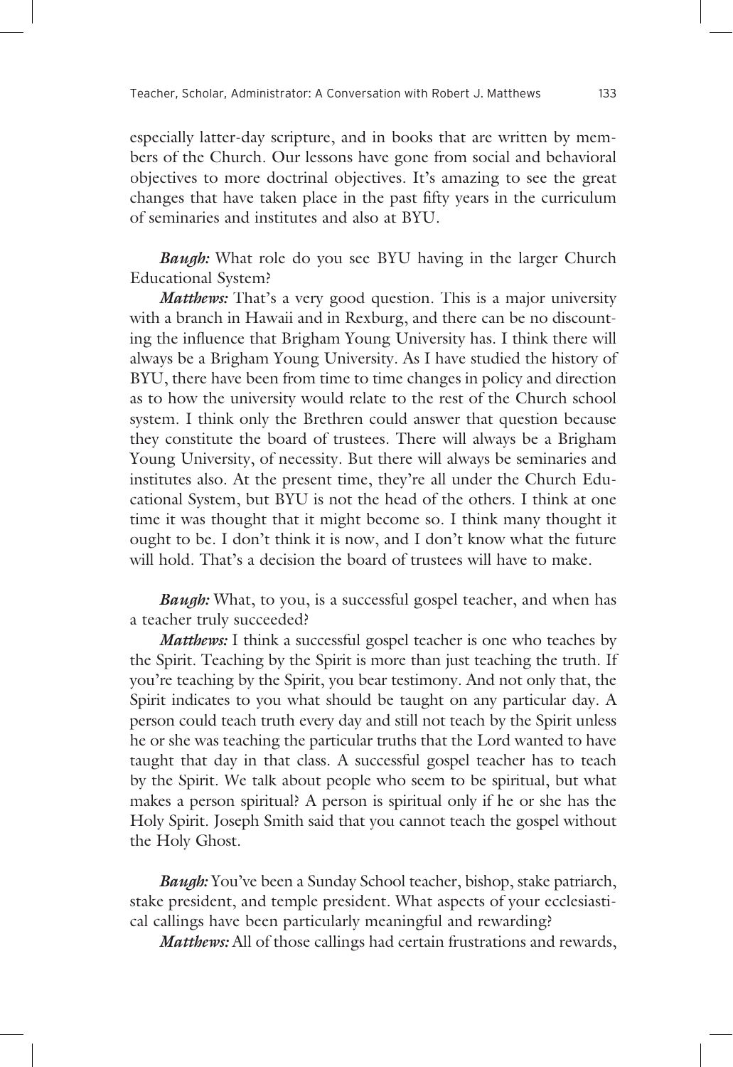especially latter-day scripture, and in books that are written by members of the Church. Our lessons have gone from social and behavioral objectives to more doctrinal objectives. It's amazing to see the great changes that have taken place in the past fifty years in the curriculum of seminaries and institutes and also at BYU.

***Baugh:*** What role do you see BYU having in the larger Church Educational System?

***Matthews:*** That's a very good question. This is a major university with a branch in Hawaii and in Rexburg, and there can be no discounting the influence that Brigham Young University has. I think there will always be a Brigham Young University. As I have studied the history of BYU, there have been from time to time changes in policy and direction as to how the university would relate to the rest of the Church school system. I think only the Brethren could answer that question because they constitute the board of trustees. There will always be a Brigham Young University, of necessity. But there will always be seminaries and institutes also. At the present time, they're all under the Church Educational System, but BYU is not the head of the others. I think at one time it was thought that it might become so. I think many thought it ought to be. I don't think it is now, and I don't know what the future will hold. That's a decision the board of trustees will have to make.

***Baugh:*** What, to you, is a successful gospel teacher, and when has a teacher truly succeeded?

***Matthews:*** I think a successful gospel teacher is one who teaches by the Spirit. Teaching by the Spirit is more than just teaching the truth. If you're teaching by the Spirit, you bear testimony. And not only that, the Spirit indicates to you what should be taught on any particular day. A person could teach truth every day and still not teach by the Spirit unless he or she was teaching the particular truths that the Lord wanted to have taught that day in that class. A successful gospel teacher has to teach by the Spirit. We talk about people who seem to be spiritual, but what makes a person spiritual? A person is spiritual only if he or she has the Holy Spirit. Joseph Smith said that you cannot teach the gospel without the Holy Ghost.

***Baugh:*** You've been a Sunday School teacher, bishop, stake patriarch, stake president, and temple president. What aspects of your ecclesiastical callings have been particularly meaningful and rewarding?

***Matthews:*** All of those callings had certain frustrations and rewards,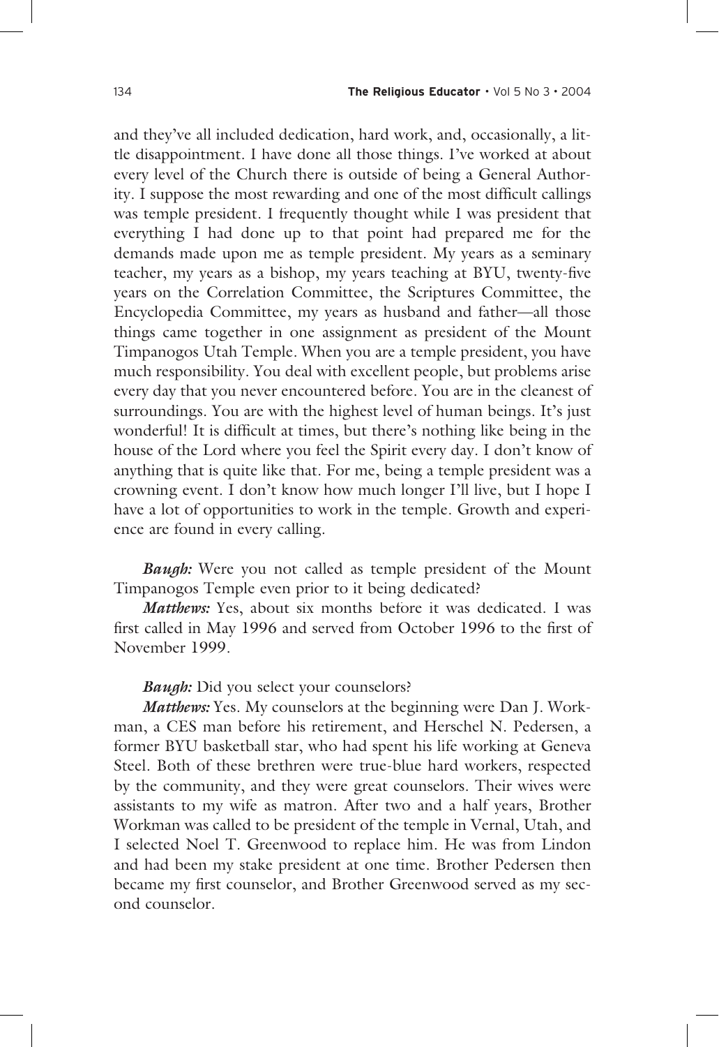and they've all included dedication, hard work, and, occasionally, a little disappointment. I have done all those things. I've worked at about every level of the Church there is outside of being a General Authority. I suppose the most rewarding and one of the most difficult callings was temple president. I frequently thought while I was president that everything I had done up to that point had prepared me for the demands made upon me as temple president. My years as a seminary teacher, my years as a bishop, my years teaching at BYU, twenty-five years on the Correlation Committee, the Scriptures Committee, the Encyclopedia Committee, my years as husband and father—all those things came together in one assignment as president of the Mount Timpanogos Utah Temple. When you are a temple president, you have much responsibility. You deal with excellent people, but problems arise every day that you never encountered before. You are in the cleanest of surroundings. You are with the highest level of human beings. It's just wonderful! It is difficult at times, but there's nothing like being in the house of the Lord where you feel the Spirit every day. I don't know of anything that is quite like that. For me, being a temple president was a crowning event. I don't know how much longer I'll live, but I hope I have a lot of opportunities to work in the temple. Growth and experience are found in every calling.

***Baugh:*** Were you not called as temple president of the Mount Timpanogos Temple even prior to it being dedicated?

***Matthews:*** Yes, about six months before it was dedicated. I was first called in May 1996 and served from October 1996 to the first of November 1999.

***Baugh:*** Did you select your counselors?

***Matthews:*** Yes. My counselors at the beginning were Dan J. Workman, a CES man before his retirement, and Herschel N. Pedersen, a former BYU basketball star, who had spent his life working at Geneva Steel. Both of these brethren were true-blue hard workers, respected by the community, and they were great counselors. Their wives were assistants to my wife as matron. After two and a half years, Brother Workman was called to be president of the temple in Vernal, Utah, and I selected Noel T. Greenwood to replace him. He was from Lindon and had been my stake president at one time. Brother Pedersen then became my first counselor, and Brother Greenwood served as my second counselor.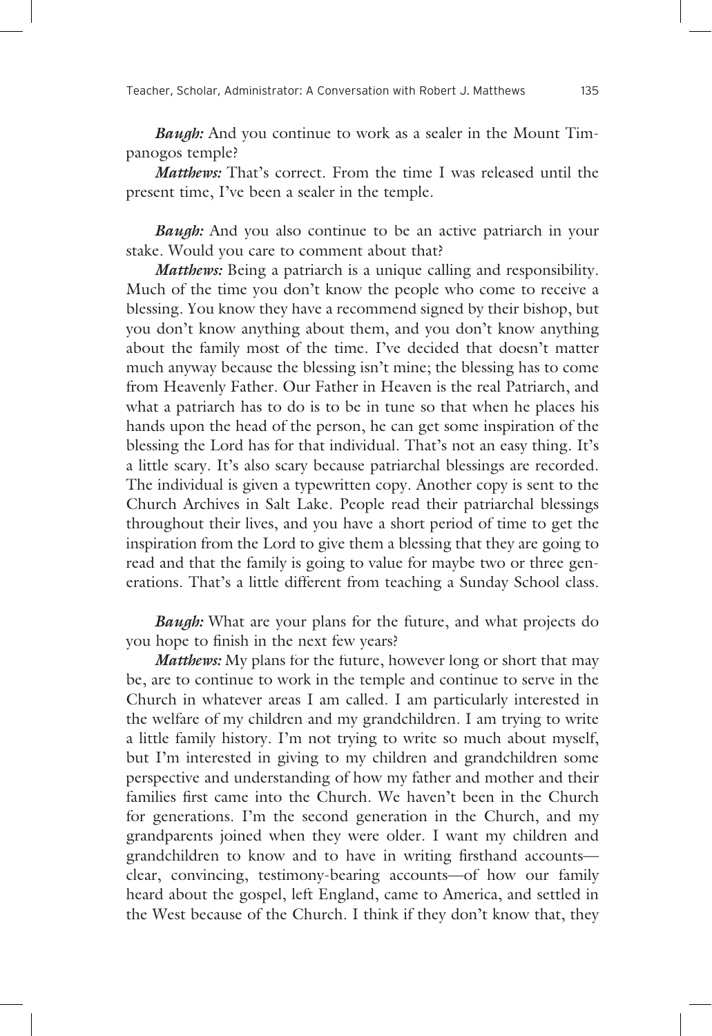*Baugh:* And you continue to work as a sealer in the Mount Timpanogos temple?

*Matthews:* That's correct. From the time I was released until the present time, I've been a sealer in the temple.

*Baugh:* And you also continue to be an active patriarch in your stake. Would you care to comment about that?

*Matthews:* Being a patriarch is a unique calling and responsibility. Much of the time you don't know the people who come to receive a blessing. You know they have a recommend signed by their bishop, but you don't know anything about them, and you don't know anything about the family most of the time. I've decided that doesn't matter much anyway because the blessing isn't mine; the blessing has to come from Heavenly Father. Our Father in Heaven is the real Patriarch, and what a patriarch has to do is to be in tune so that when he places his hands upon the head of the person, he can get some inspiration of the blessing the Lord has for that individual. That's not an easy thing. It's a little scary. It's also scary because patriarchal blessings are recorded. The individual is given a typewritten copy. Another copy is sent to the Church Archives in Salt Lake. People read their patriarchal blessings throughout their lives, and you have a short period of time to get the inspiration from the Lord to give them a blessing that they are going to read and that the family is going to value for maybe two or three generations. That's a little different from teaching a Sunday School class.

*Baugh:* What are your plans for the future, and what projects do you hope to finish in the next few years?

*Matthews:* My plans for the future, however long or short that may be, are to continue to work in the temple and continue to serve in the Church in whatever areas I am called. I am particularly interested in the welfare of my children and my grandchildren. I am trying to write a little family history. I'm not trying to write so much about myself, but I'm interested in giving to my children and grandchildren some perspective and understanding of how my father and mother and their families first came into the Church. We haven't been in the Church for generations. I'm the second generation in the Church, and my grandparents joined when they were older. I want my children and grandchildren to know and to have in writing firsthand accounts—clear, convincing, testimony-bearing accounts—of how our family heard about the gospel, left England, came to America, and settled in the West because of the Church. I think if they don't know that, they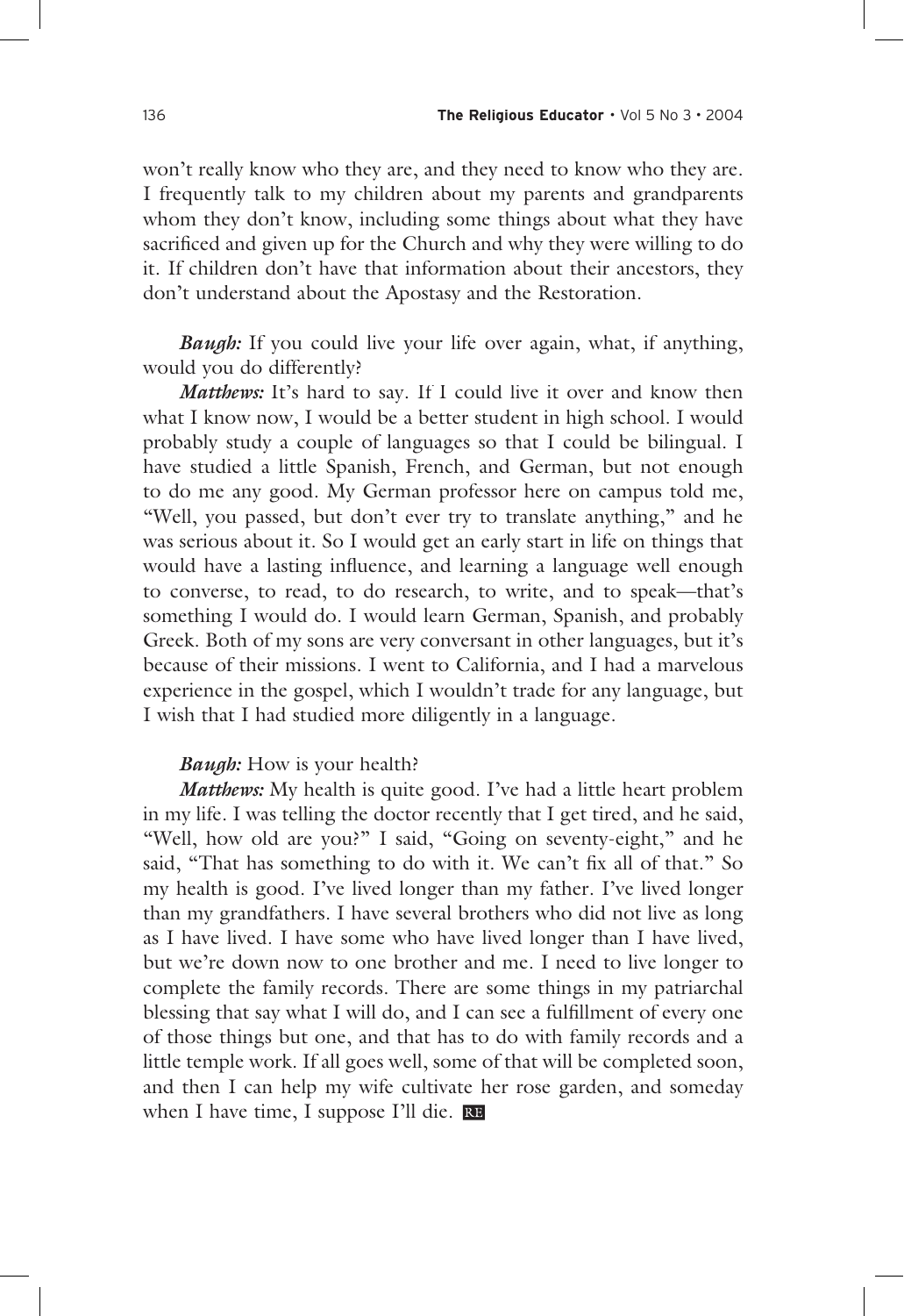won't really know who they are, and they need to know who they are. I frequently talk to my children about my parents and grandparents whom they don't know, including some things about what they have sacrificed and given up for the Church and why they were willing to do it. If children don't have that information about their ancestors, they don't understand about the Apostasy and the Restoration.

***Baugh:*** If you could live your life over again, what, if anything, would you do differently?

***Matthews:*** It's hard to say. If I could live it over and know then what I know now, I would be a better student in high school. I would probably study a couple of languages so that I could be bilingual. I have studied a little Spanish, French, and German, but not enough to do me any good. My German professor here on campus told me, "Well, you passed, but don't ever try to translate anything," and he was serious about it. So I would get an early start in life on things that would have a lasting influence, and learning a language well enough to converse, to read, to do research, to write, and to speak—that's something I would do. I would learn German, Spanish, and probably Greek. Both of my sons are very conversant in other languages, but it's because of their missions. I went to California, and I had a marvelous experience in the gospel, which I wouldn't trade for any language, but I wish that I had studied more diligently in a language.

***Baugh:*** How is your health?

***Matthews:*** My health is quite good. I've had a little heart problem in my life. I was telling the doctor recently that I get tired, and he said, "Well, how old are you?" I said, "Going on seventy-eight," and he said, "That has something to do with it. We can't fix all of that." So my health is good. I've lived longer than my father. I've lived longer than my grandfathers. I have several brothers who did not live as long as I have lived. I have some who have lived longer than I have lived, but we're down now to one brother and me. I need to live longer to complete the family records. There are some things in my patriarchal blessing that say what I will do, and I can see a fulfillment of every one of those things but one, and that has to do with family records and a little temple work. If all goes well, some of that will be completed soon, and then I can help my wife cultivate her rose garden, and someday when I have time, I suppose I'll die. RE